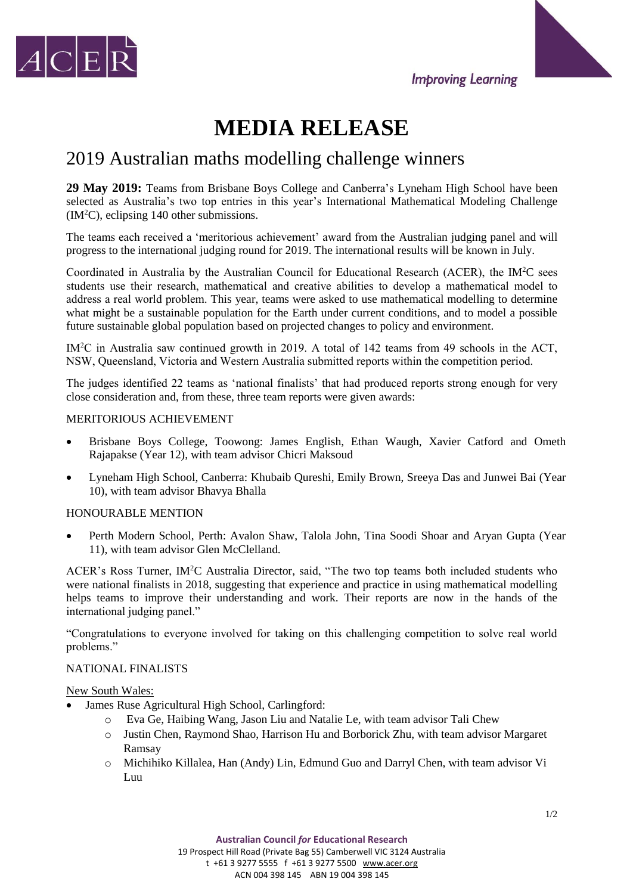# MEDIA RELEASE

## 2019 Australian maths modelling challenge winners

**29 May 2019:** Teams from Brisbane Boys College and Canberra's Lyneham High School have been selected as Australia's two top entries in this year's International Mathematical Modeling Challenge ($IM^2C$), eclipsing 140 other submissions.

The teams each received a 'meritorious achievement' award from the Australian judging panel and will progress to the international judging round for 2019. The international results will be known in July.

Coordinated in Australia by the Australian Council for Educational Research (ACER), the $IM^2C$ sees students use their research, mathematical and creative abilities to develop a mathematical model to address a real world problem. This year, teams were asked to use mathematical modelling to determine what might be a sustainable population for the Earth under current conditions, and to model a possible future sustainable global population based on projected changes to policy and environment.

$IM^2C$ in Australia saw continued growth in 2019. A total of 142 teams from 49 schools in the ACT, NSW, Queensland, Victoria and Western Australia submitted reports within the competition period.

The judges identified 22 teams as 'national finalists' that had produced reports strong enough for very close consideration and, from these, three team reports were given awards:

MERITORIOUS ACHIEVEMENT

- Brisbane Boys College, Toowong: James English, Ethan Waugh, Xavier Catford and Ometh Rajapakse (Year 12), with team advisor Chicri Maksoud
- Lyneham High School, Canberra: Khubaib Qureshi, Emily Brown, Sreeya Das and Junwei Bai (Year 10), with team advisor Bhavya Bhalla

HONOURABLE MENTION

- Perth Modern School, Perth: Avalon Shaw, Talola John, Tina Soodi Shoar and Aryan Gupta (Year 11), with team advisor Glen McClelland.

ACER's Ross Turner, $IM^2C$ Australia Director, said, "The two top teams both included students who were national finalists in 2018, suggesting that experience and practice in using mathematical modelling helps teams to improve their understanding and work. Their reports are now in the hands of the international judging panel."

"Congratulations to everyone involved for taking on this challenging competition to solve real world problems."

NATIONAL FINALISTS

New South Wales:

- James Ruse Agricultural High School, Carlingford:
  - Eva Ge, Haibing Wang, Jason Liu and Natalie Le, with team advisor Tali Chew
  - Justin Chen, Raymond Shao, Harrison Hu and Borborick Zhu, with team advisor Margaret Ramsay
  - Michihiko Killalea, Han (Andy) Lin, Edmund Guo and Darryl Chen, with team advisor Vi Luu

**Australian Council *for* Educational Research**
19 Prospect Hill Road (Private Bag 55) Camberwell VIC 3124 Australia
t +61 3 9277 5555 f +61 3 9277 5500 www.acer.org
ACN 004 398 145 ABN 19 004 398 145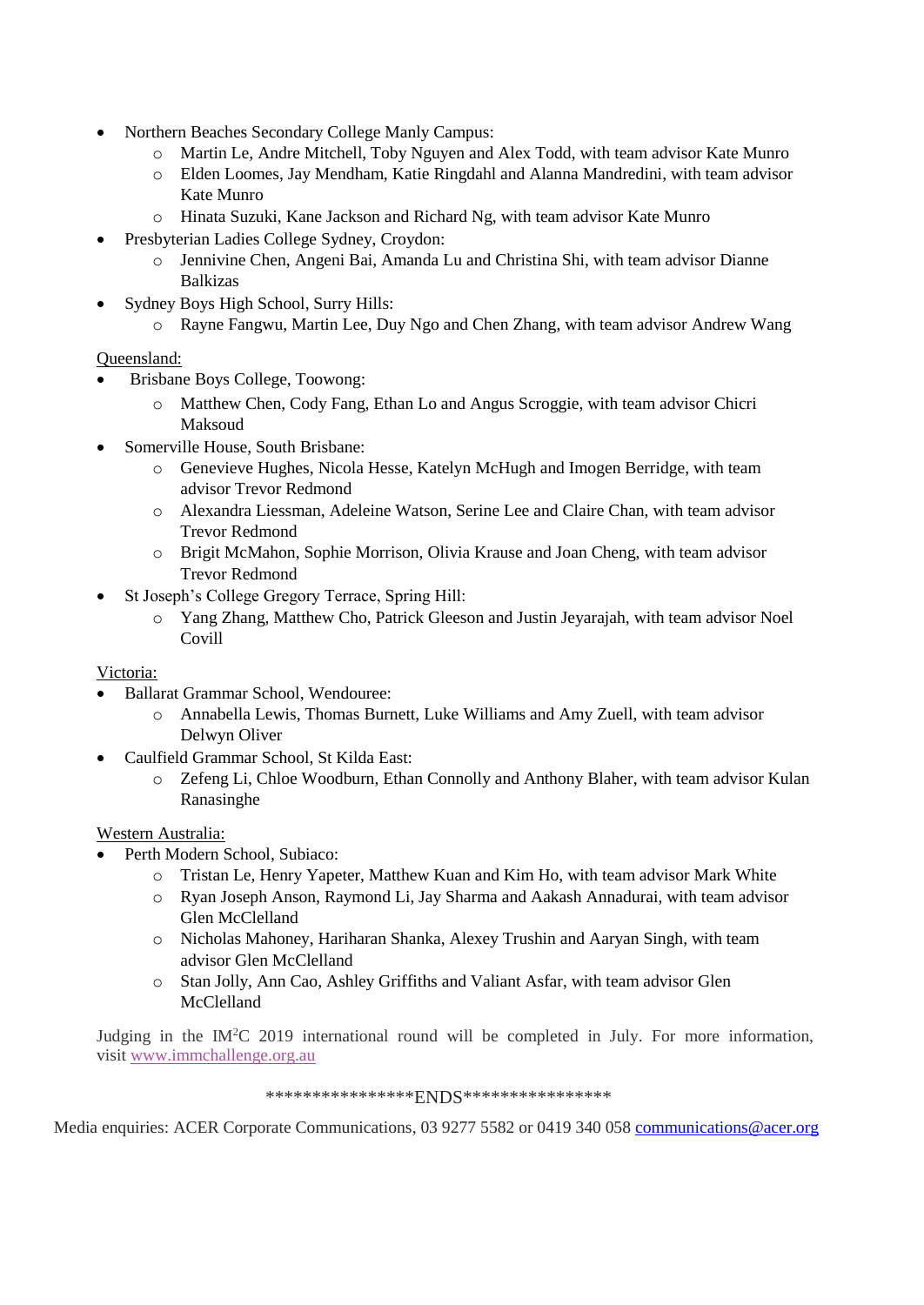- Northern Beaches Secondary College Manly Campus:
  - Martin Le, Andre Mitchell, Toby Nguyen and Alex Todd, with team advisor Kate Munro
  - Elden Loomes, Jay Mendham, Katie Ringdahl and Alanna Mandredini, with team advisor Kate Munro
  - Hinata Suzuki, Kane Jackson and Richard Ng, with team advisor Kate Munro
- Presbyterian Ladies College Sydney, Croydon:
  - Jennivine Chen, Angeni Bai, Amanda Lu and Christina Shi, with team advisor Dianne Balkizas
- Sydney Boys High School, Surry Hills:
  - Rayne Fangwu, Martin Lee, Duy Ngo and Chen Zhang, with team advisor Andrew Wang

Queensland:

- Brisbane Boys College, Toowong:
  - Matthew Chen, Cody Fang, Ethan Lo and Angus Scroggie, with team advisor Chicri Maksoud
- Somerville House, South Brisbane:
  - Genevieve Hughes, Nicola Hesse, Katelyn McHugh and Imogen Berridge, with team advisor Trevor Redmond
  - Alexandra Liessman, Adeleine Watson, Serine Lee and Claire Chan, with team advisor Trevor Redmond
  - Brigit McMahon, Sophie Morrison, Olivia Krause and Joan Cheng, with team advisor Trevor Redmond
- St Joseph's College Gregory Terrace, Spring Hill:
  - Yang Zhang, Matthew Cho, Patrick Gleeson and Justin Jeyarajah, with team advisor Noel Covill

Victoria:

- Ballarat Grammar School, Wendouree:
  - Annabella Lewis, Thomas Burnett, Luke Williams and Amy Zuell, with team advisor Delwyn Oliver
- Caulfield Grammar School, St Kilda East:
  - Zefeng Li, Chloe Woodburn, Ethan Connolly and Anthony Blaher, with team advisor Kulan Ranasinghe

Western Australia:

- Perth Modern School, Subiaco:
  - Tristan Le, Henry Yapeter, Matthew Kuan and Kim Ho, with team advisor Mark White
  - Ryan Joseph Anson, Raymond Li, Jay Sharma and Aakash Annadurai, with team advisor Glen McClelland
  - Nicholas Mahoney, Hariharan Shanka, Alexey Trushin and Aaryan Singh, with team advisor Glen McClelland
  - Stan Jolly, Ann Cao, Ashley Griffiths and Valiant Asfar, with team advisor Glen McClelland

Judging in the IM$^2$C 2019 international round will be completed in July. For more information, visit www.immchallenge.org.au

****************ENDS****************

Media enquiries: ACER Corporate Communications, 03 9277 5582 or 0419 340 058 communications@acer.org